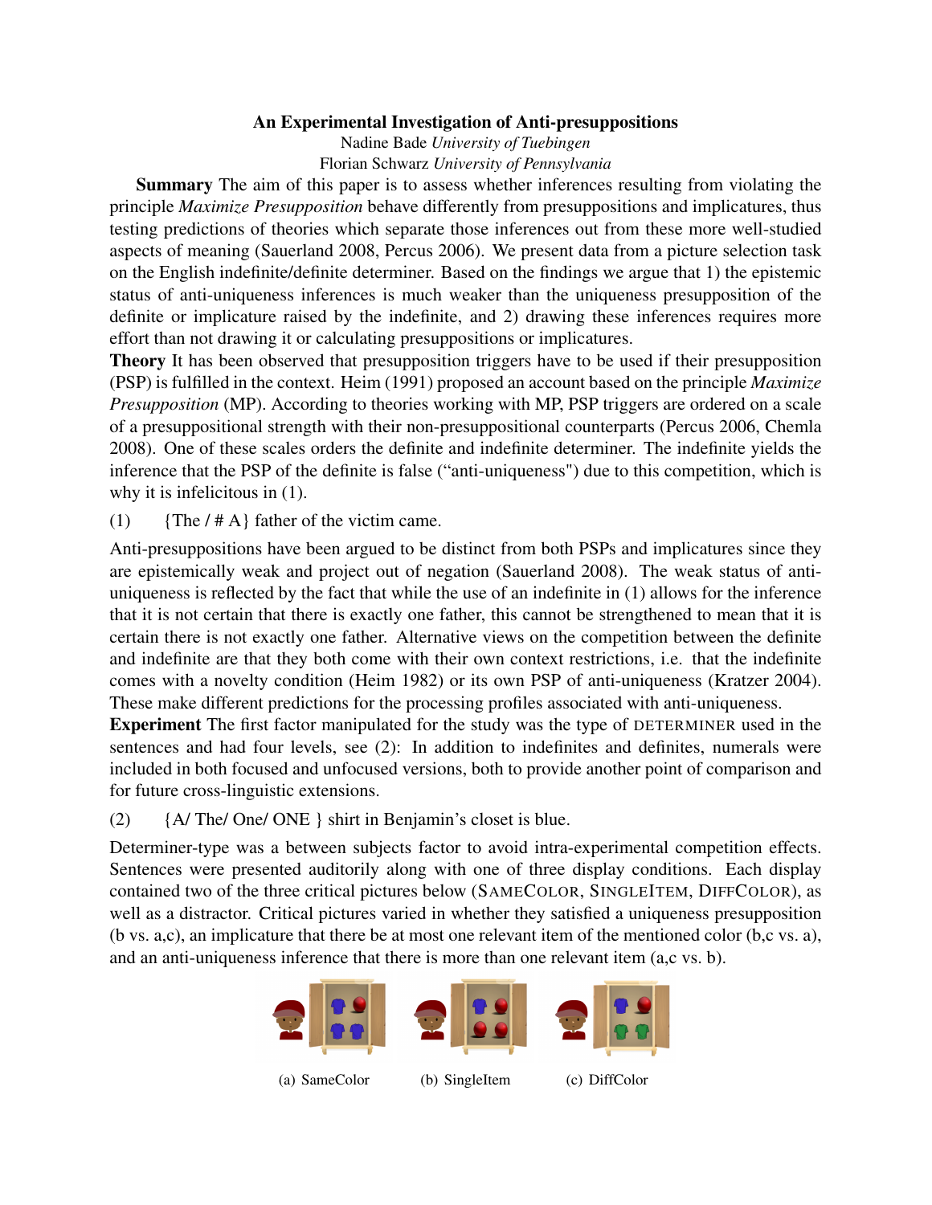# An Experimental Investigation of Anti-presuppositions

Nadine Bade *University of Tuebingen*
Florian Schwarz *University of Pennsylvania*

**Summary** The aim of this paper is to assess whether inferences resulting from violating the principle *Maximize Presupposition* behave differently from presuppositions and implicatures, thus testing predictions of theories which separate those inferences out from these more well-studied aspects of meaning (Sauerland 2008, Percus 2006). We present data from a picture selection task on the English indefinite/definite determiner. Based on the findings we argue that 1) the epistemic status of anti-uniqueness inferences is much weaker than the uniqueness presupposition of the definite or implicature raised by the indefinite, and 2) drawing these inferences requires more effort than not drawing it or calculating presuppositions or implicatures.

**Theory** It has been observed that presupposition triggers have to be used if their presupposition (PSP) is fulfilled in the context. Heim (1991) proposed an account based on the principle *Maximize Presupposition* (MP). According to theories working with MP, PSP triggers are ordered on a scale of a presuppositional strength with their non-presuppositional counterparts (Percus 2006, Chemla 2008). One of these scales orders the definite and indefinite determiner. The indefinite yields the inference that the PSP of the definite is false ("anti-uniqueness") due to this competition, which is why it is infelicitous in (1).

(1) {The / # A} father of the victim came.

Anti-presuppositions have been argued to be distinct from both PSPs and implicatures since they are epistemically weak and project out of negation (Sauerland 2008). The weak status of anti-uniqueness is reflected by the fact that while the use of an indefinite in (1) allows for the inference that it is not certain that there is exactly one father, this cannot be strengthened to mean that it is certain there is not exactly one father. Alternative views on the competition between the definite and indefinite are that they both come with their own context restrictions, i.e. that the indefinite comes with a novelty condition (Heim 1982) or its own PSP of anti-uniqueness (Kratzer 2004). These make different predictions for the processing profiles associated with anti-uniqueness.

**Experiment** The first factor manipulated for the study was the type of DETERMINER used in the sentences and had four levels, see (2): In addition to indefinites and definites, numerals were included in both focused and unfocused versions, both to provide another point of comparison and for future cross-linguistic extensions.

(2) {A/ The/ One/ ONE } shirt in Benjamin's closet is blue.

Determiner-type was a between subjects factor to avoid intra-experimental competition effects. Sentences were presented auditorily along with one of three display conditions. Each display contained two of the three critical pictures below (SAMECOLOR, SINGLEITEM, DIFFCOLOR), as well as a distractor. Critical pictures varied in whether they satisfied a uniqueness presupposition (b vs. a,c), an implicature that there be at most one relevant item of the mentioned color (b,c vs. a), and an anti-uniqueness inference that there is more than one relevant item (a,c vs. b).

(a) SameColor (b) SingleItem (c) DiffColor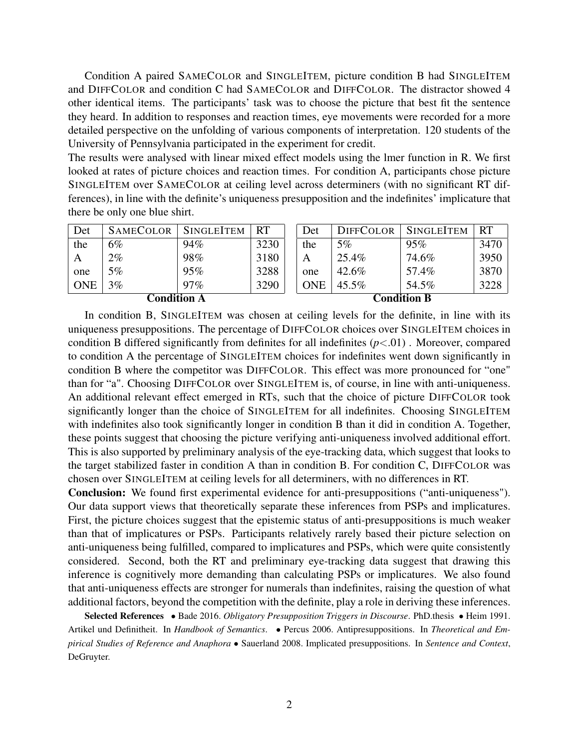Condition A paired SAMECOLOR and SINGLEITEM, picture condition B had SINGLEITEM and DIFFCOLOR and condition C had SAMECOLOR and DIFFCOLOR. The distractor showed 4 other identical items. The participants' task was to choose the picture that best fit the sentence they heard. In addition to responses and reaction times, eye movements were recorded for a more detailed perspective on the unfolding of various components of interpretation. 120 students of the University of Pennsylvania participated in the experiment for credit.

The results were analysed with linear mixed effect models using the lmer function in R. We first looked at rates of picture choices and reaction times. For condition A, participants chose picture SINGLEITEM over SAMECOLOR at ceiling level across determiners (with no significant RT differences), in line with the definite's uniqueness presupposition and the indefinites' implicature that there be only one blue shirt.

| Det | SAMECOLOR | SINGLEITEM | RT |
|---|---|---|---|
| the | 6% | 94% | 3230 |
| A | 2% | 98% | 3180 |
| one | 5% | 95% | 3288 |
| ONE | 3% | 97% | 3290 |

**Condition A**

| Det | DIFFCOLOR | SINGLEITEM | RT |
|---|---|---|---|
| the | 5% | 95% | 3470 |
| A | 25.4% | 74.6% | 3950 |
| one | 42.6% | 57.4% | 3870 |
| ONE | 45.5% | 54.5% | 3228 |

**Condition B**

In condition B, SINGLEITEM was chosen at ceiling levels for the definite, in line with its uniqueness presuppositions. The percentage of DIFFCOLOR choices over SINGLEITEM choices in condition B differed significantly from definites for all indefinites ($p<.01$) . Moreover, compared to condition A the percentage of SINGLEITEM choices for indefinites went down significantly in condition B where the competitor was DIFFCOLOR. This effect was more pronounced for "one" than for "a". Choosing DIFFCOLOR over SINGLEITEM is, of course, in line with anti-uniqueness. An additional relevant effect emerged in RTs, such that the choice of picture DIFFCOLOR took significantly longer than the choice of SINGLEITEM for all indefinites. Choosing SINGLEITEM with indefinites also took significantly longer in condition B than it did in condition A. Together, these points suggest that choosing the picture verifying anti-uniqueness involved additional effort. This is also supported by preliminary analysis of the eye-tracking data, which suggest that looks to the target stabilized faster in condition A than in condition B. For condition C, DIFFCOLOR was chosen over SINGLEITEM at ceiling levels for all determiners, with no differences in RT.

**Conclusion:** We found first experimental evidence for anti-presuppositions ("anti-uniqueness"). Our data support views that theoretically separate these inferences from PSPs and implicatures. First, the picture choices suggest that the epistemic status of anti-presuppositions is much weaker than that of implicatures or PSPs. Participants relatively rarely based their picture selection on anti-uniqueness being fulfilled, compared to implicatures and PSPs, which were quite consistently considered. Second, both the RT and preliminary eye-tracking data suggest that drawing this inference is cognitively more demanding than calculating PSPs or implicatures. We also found that anti-uniqueness effects are stronger for numerals than indefinites, raising the question of what additional factors, beyond the competition with the definite, play a role in deriving these inferences.

**Selected References** • Bade 2016. *Obligatory Presupposition Triggers in Discourse*. PhD.thesis • Heim 1991. Artikel und Definitheit. In *Handbook of Semantics*. • Percus 2006. Antipresuppositions. In *Theoretical and Empirical Studies of Reference and Anaphora* • Sauerland 2008. Implicated presuppositions. In *Sentence and Context*, DeGruyter.